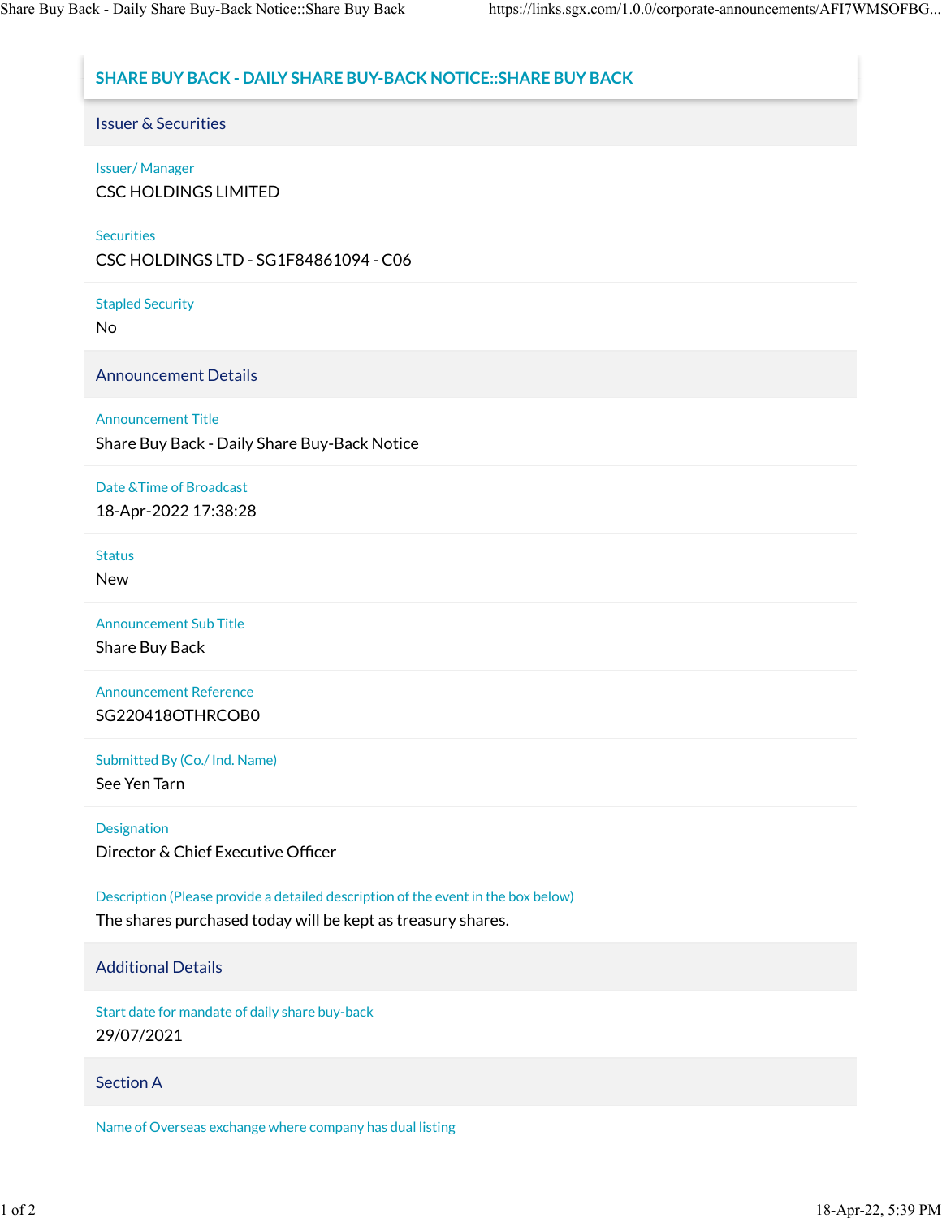# SHARE BUY BACK - DAILY SHARE BUY-BACK NOTICE::SHARE BUY BACK

## Issuer & Securities

**Issuer/ Manager**

CSC HOLDINGS LIMITED

**Securities**

CSC HOLDINGS LTD - SG1F84861094 - C06

**Stapled Security**

No

## Announcement Details

**Announcement Title**

Share Buy Back - Daily Share Buy-Back Notice

**Date &Time of Broadcast**

18-Apr-2022 17:38:28

**Status**

New

**Announcement Sub Title**

Share Buy Back

**Announcement Reference**

SG220418OTHRCOB0

**Submitted By (Co./ Ind. Name)**

See Yen Tarn

**Designation**

Director & Chief Executive Officer

**Description (Please provide a detailed description of the event in the box below)**

The shares purchased today will be kept as treasury shares.

## Additional Details

**Start date for mandate of daily share buy-back**

29/07/2021

## Section A

**Name of Overseas exchange where company has dual listing**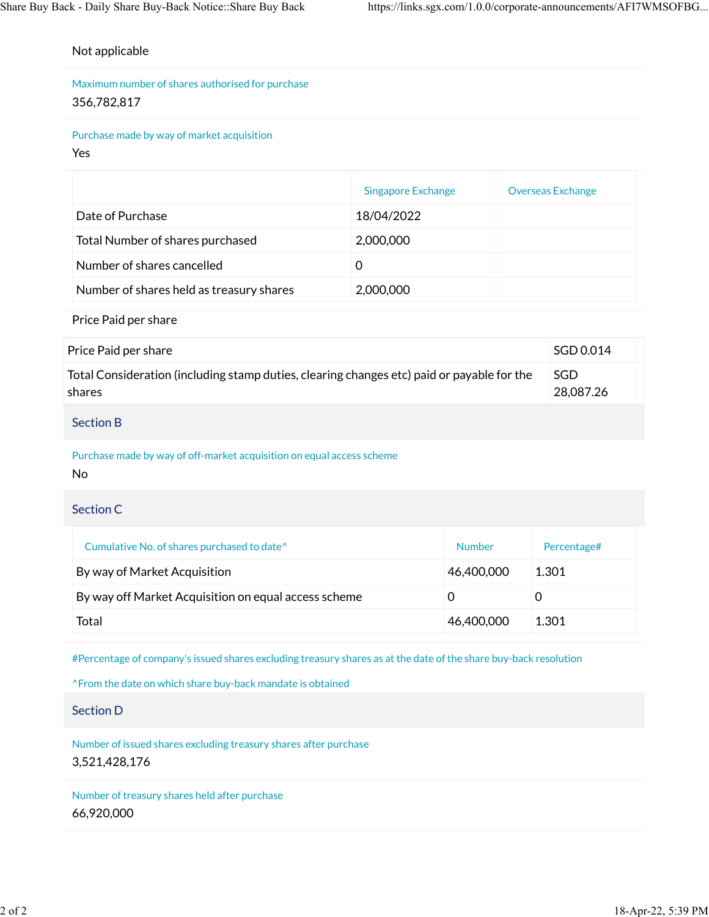Not applicable

Maximum number of shares authorised for purchase

356,782,817

Purchase made by way of market acquisition

Yes

| | Singapore Exchange | Overseas Exchange |
|---|---|---|
| Date of Purchase | 18/04/2022 | |
| Total Number of shares purchased | 2,000,000 | |
| Number of shares cancelled | 0 | |
| Number of shares held as treasury shares | 2,000,000 | |

Price Paid per share

| | |
|---|---|
| Price Paid per share | SGD 0.014 |
| Total Consideration (including stamp duties, clearing changes etc) paid or payable for the shares | SGD 28,087.26 |

## Section B

Purchase made by way of off-market acquisition on equal access scheme

No

## Section C

| Cumulative No. of shares purchased to date^ | Number | Percentage# |
|---|---|---|
| By way of Market Acquisition | 46,400,000 | 1.301 |
| By way off Market Acquisition on equal access scheme | 0 | 0 |
| Total | 46,400,000 | 1.301 |

#Percentage of company's issued shares excluding treasury shares as at the date of the share buy-back resolution

^From the date on which share buy-back mandate is obtained

## Section D

Number of issued shares excluding treasury shares after purchase

3,521,428,176

Number of treasury shares held after purchase

66,920,000